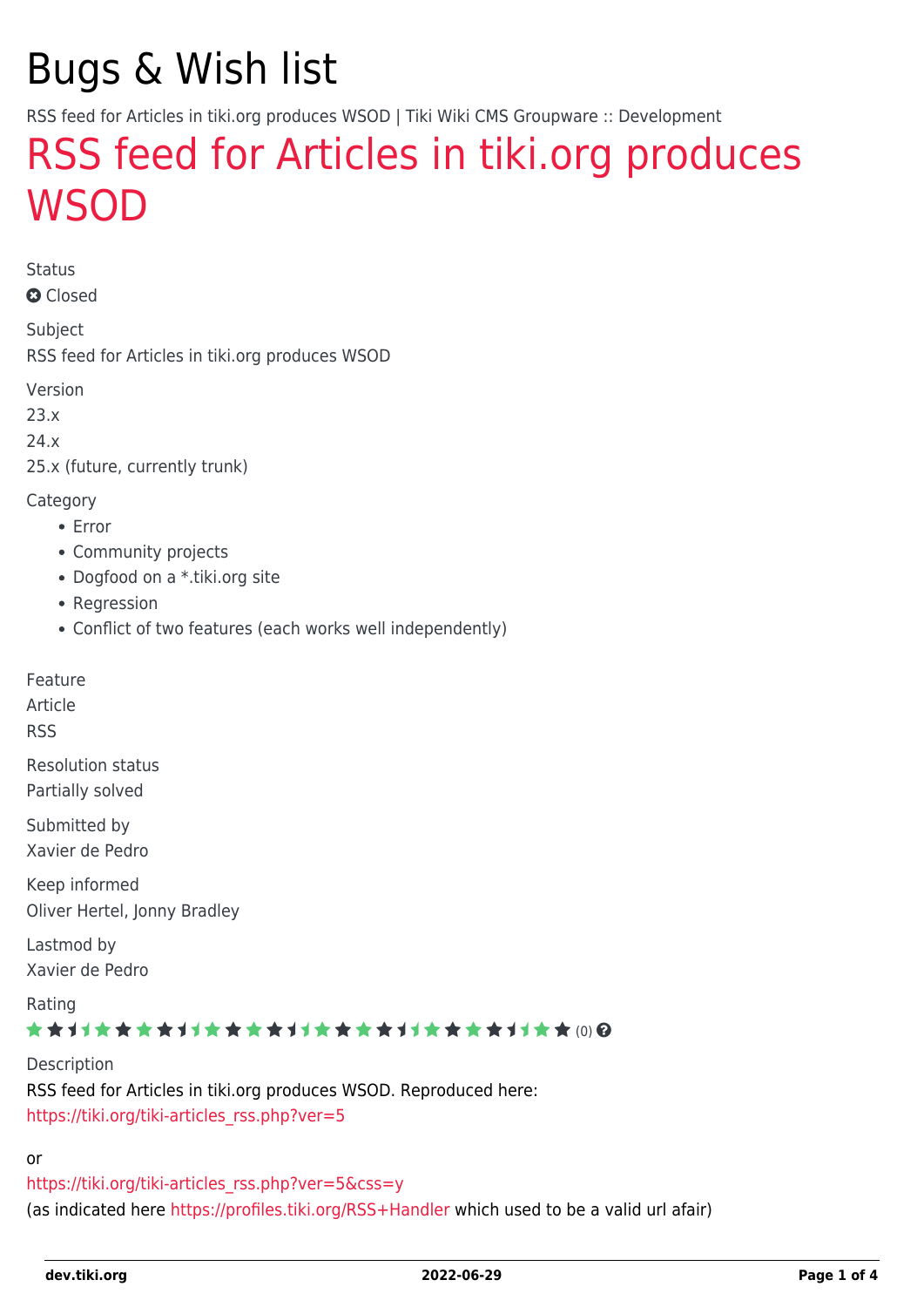# Bugs & Wish list

RSS feed for Articles in tiki.org produces WSOD | Tiki Wiki CMS Groupware :: Development

## RSS feed for Articles in tiki.org produces WSOD

Status

Closed

Subject

RSS feed for Articles in tiki.org produces WSOD

Version

23.x

24.x

25.x (future, currently trunk)

Category

- Error
- Community projects
- Dogfood on a *.tiki.org site
- Regression
- Conflict of two features (each works well independently)

Feature

Article

RSS

Resolution status

Partially solved

Submitted by

Xavier de Pedro

Keep informed

Oliver Hertel, Jonny Bradley

Lastmod by

Xavier de Pedro

Rating

(0)

Description

RSS feed for Articles in tiki.org produces WSOD. Reproduced here:
https://tiki.org/tiki-articles_rss.php?ver=5

or

https://tiki.org/tiki-articles_rss.php?ver=5&css=y
(as indicated here https://profiles.tiki.org/RSS+Handler which used to be a valid url afair)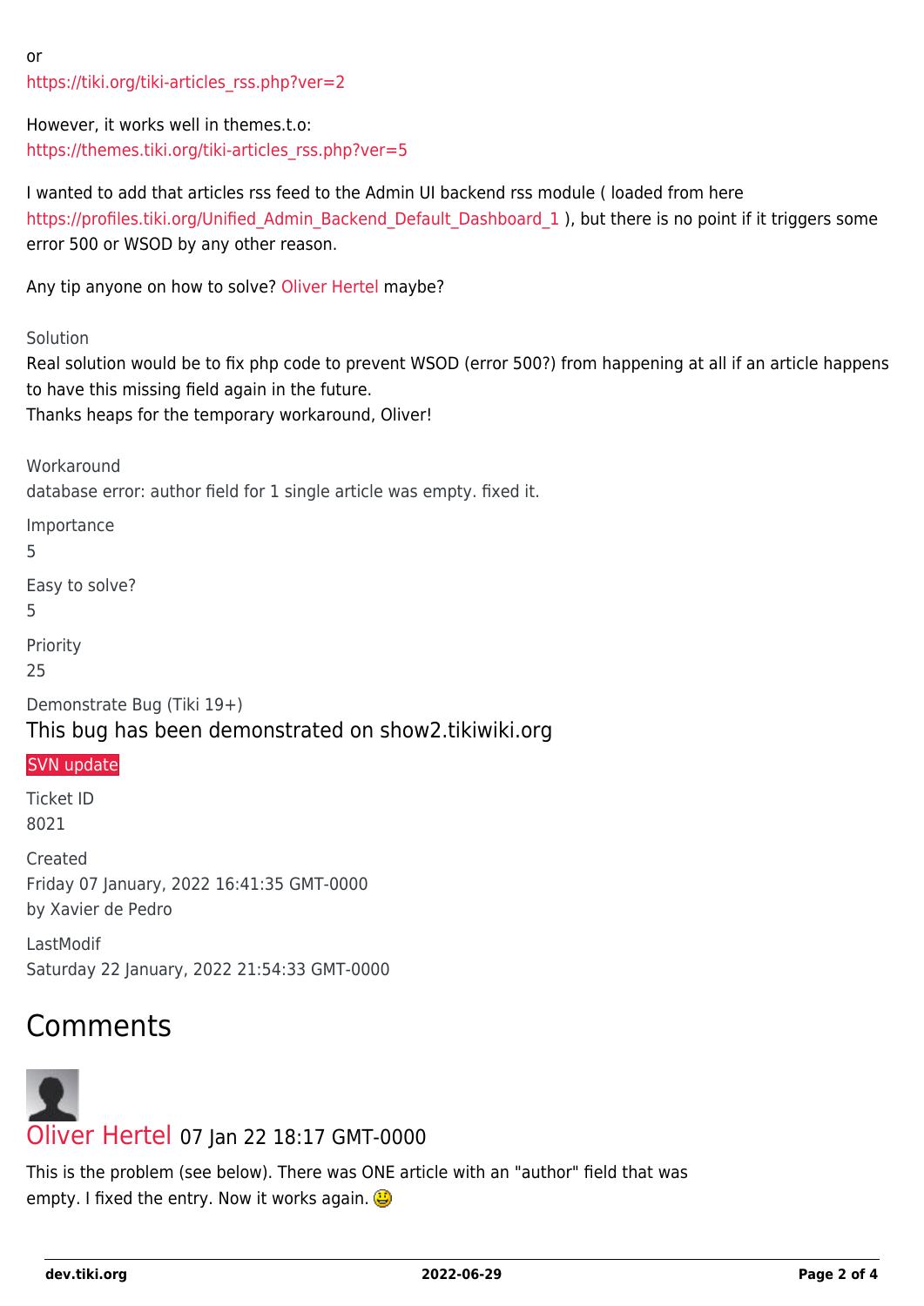or
https://tiki.org/tiki-articles_rss.php?ver=2

However, it works well in themes.t.o:
https://themes.tiki.org/tiki-articles_rss.php?ver=5

I wanted to add that articles rss feed to the Admin UI backend rss module ( loaded from here https://profiles.tiki.org/Unified_Admin_Backend_Default_Dashboard_1 ), but there is no point if it triggers some error 500 or WSOD by any other reason.

Any tip anyone on how to solve? Oliver Hertel maybe?

Solution

Real solution would be to fix php code to prevent WSOD (error 500?) from happening at all if an article happens to have this missing field again in the future.
Thanks heaps for the temporary workaround, Oliver!

Workaround

database error: author field for 1 single article was empty. fixed it.

Importance

5

Easy to solve?

5

Priority

25

Demonstrate Bug (Tiki 19+)

This bug has been demonstrated on show2.tikiwiki.org

SVN update

Ticket ID

8021

Created

Friday 07 January, 2022 16:41:35 GMT-0000
by Xavier de Pedro

LastModif

Saturday 22 January, 2022 21:54:33 GMT-0000

# Comments

## Oliver Hertel 07 Jan 22 18:17 GMT-0000

This is the problem (see below). There was ONE article with an "author" field that was empty. I fixed the entry. Now it works again.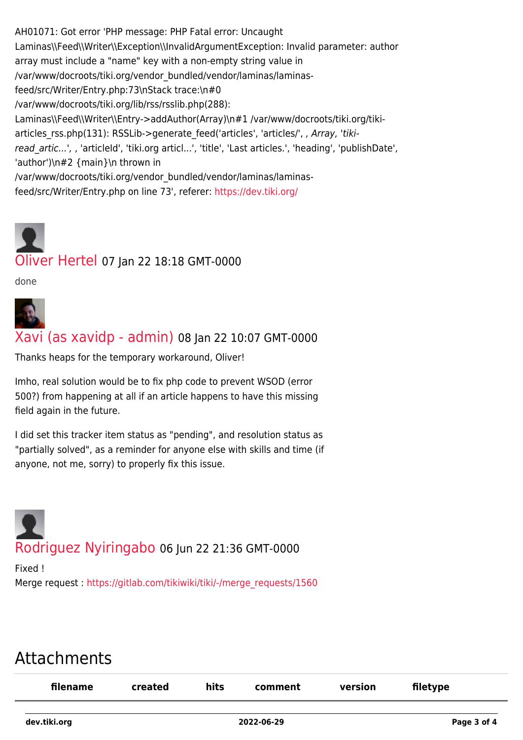AH01071: Got error 'PHP message: PHP Fatal error: Uncaught Laminas\\Feed\\Writer\\Exception\\InvalidArgumentException: Invalid parameter: author array must include a "name" key with a non-empty string value in /var/www/docroots/tiki.org/vendor_bundled/vendor/laminas/laminas-feed/src/Writer/Entry.php:73\nStack trace:\n#0 /var/www/docroots/tiki.org/lib/rss/rsslib.php(288): Laminas\\Feed\\Writer\\Entry->addAuthor(Array)\n#1 /var/www/docroots/tiki.org/tiki-articles_rss.php(131): RSSLib->generate_feed('articles', 'articles/', *, Array, 'tiki-read_artic...'*, , 'articleId', 'tiki.org articl...', 'title', 'Last articles.', 'heading', 'publishDate', 'author')\n#2 {main}\n thrown in /var/www/docroots/tiki.org/vendor_bundled/vendor/laminas/laminas-feed/src/Writer/Entry.php on line 73', referer: https://dev.tiki.org/

Oliver Hertel 07 Jan 22 18:18 GMT-0000

done

Xavi (as xavidp - admin) 08 Jan 22 10:07 GMT-0000

Thanks heaps for the temporary workaround, Oliver!

Imho, real solution would be to fix php code to prevent WSOD (error 500?) from happening at all if an article happens to have this missing field again in the future.

I did set this tracker item status as "pending", and resolution status as "partially solved", as a reminder for anyone else with skills and time (if anyone, not me, sorry) to properly fix this issue.

Rodriguez Nyiringabo 06 Jun 22 21:36 GMT-0000

Fixed !
Merge request : https://gitlab.com/tikiwiki/tiki/-/merge_requests/1560

# Attachments

| filename | created | hits | comment | version | filetype |
|---|---|---|---|---|---|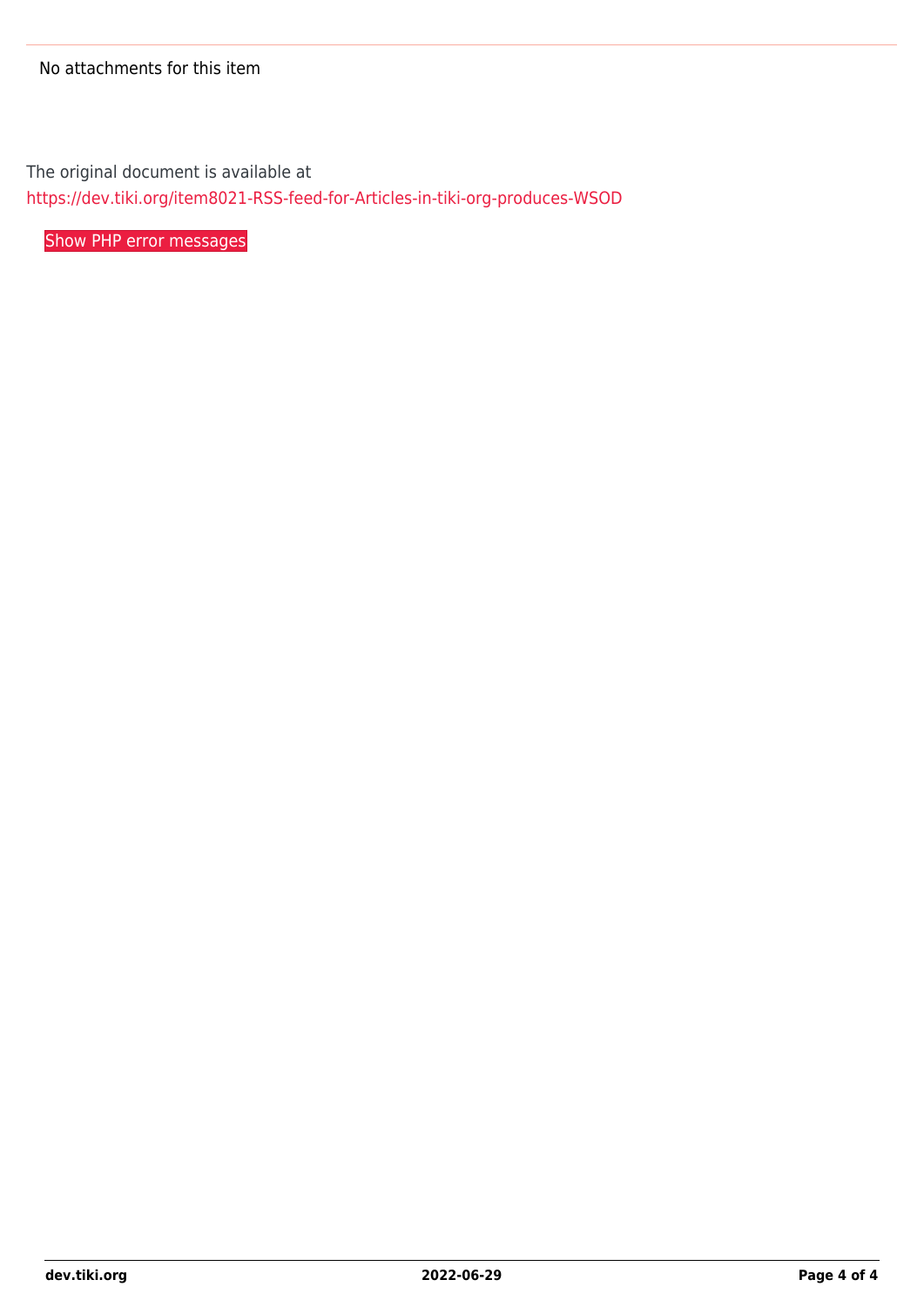No attachments for this item

The original document is available at
https://dev.tiki.org/item8021-RSS-feed-for-Articles-in-tiki-org-produces-WSOD

Show PHP error messages